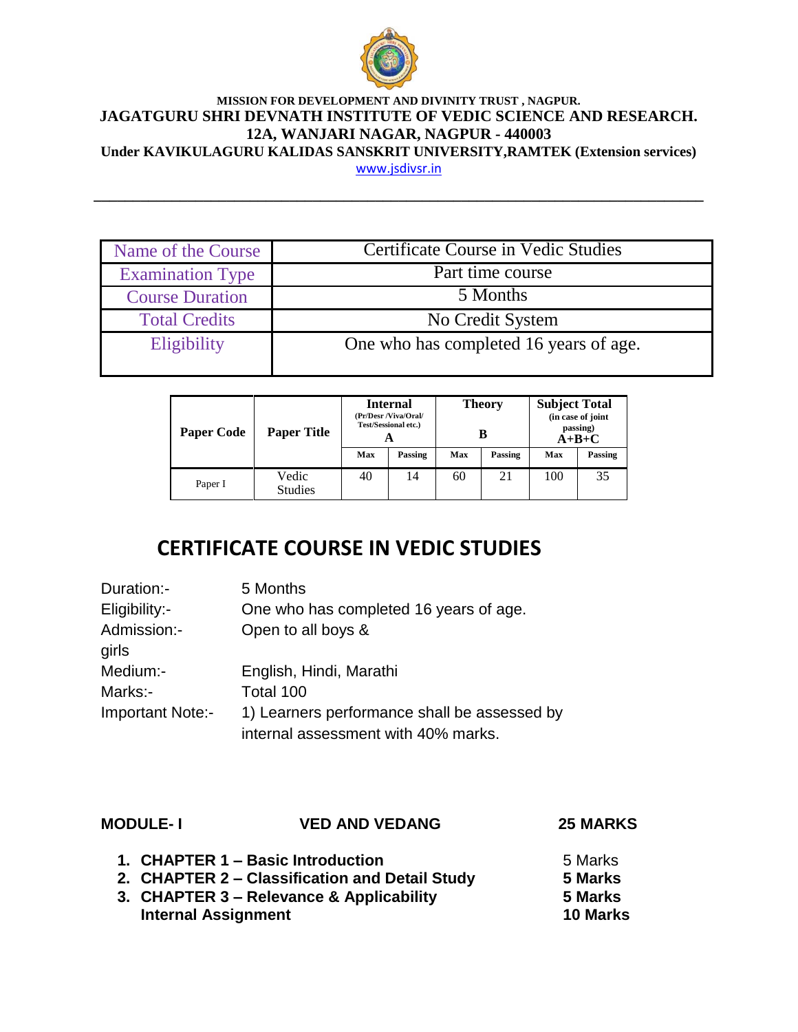**MISSION FOR DEVELOPMENT AND DIVINITY TRUST , NAGPUR.**

**JAGATGURU SHRI DEVNATH INSTITUTE OF VEDIC SCIENCE AND RESEARCH.**

**12A, WANJARI NAGAR, NAGPUR - 440003**

**Under KAVIKULAGURU KALIDAS SANSKRIT UNIVERSITY,RAMTEK (Extension services)**

www.jsdivsr.in

---

| Name of the Course | Certificate Course in Vedic Studies |
|---|---|
| Examination Type | Part time course |
| Course Duration | 5 Months |
| Total Credits | No Credit System |
| Eligibility | One who has completed 16 years of age. |

| Paper Code | Paper Title | Internal (Pr/Desr /Viva/Oral/ Test/Sessional etc.) A | | Theory B | | Subject Total (in case of joint passing) A+B+C | |
|---|---|---|---|---|---|---|---|
| | | Max | Passing | Max | Passing | Max | Passing |
| Paper I | Vedic Studies | 40 | 14 | 60 | 21 | 100 | 35 |

# CERTIFICATE COURSE IN VEDIC STUDIES

Duration:- 5 Months

Eligibility:- One who has completed 16 years of age.

Admission:- Open to all boys & girls

Medium:- English, Hindi, Marathi

Marks:- Total 100

Important Note:- 1) Learners performance shall be assessed by internal assessment with 40% marks.

**MODULE- I** **VED AND VEDANG** **25 MARKS**

1. **CHAPTER 1 – Basic Introduction** 5 Marks
2. **CHAPTER 2 – Classification and Detail Study** **5 Marks**
3. **CHAPTER 3 – Relevance & Applicability** **5 Marks**
   **Internal Assignment** **10 Marks**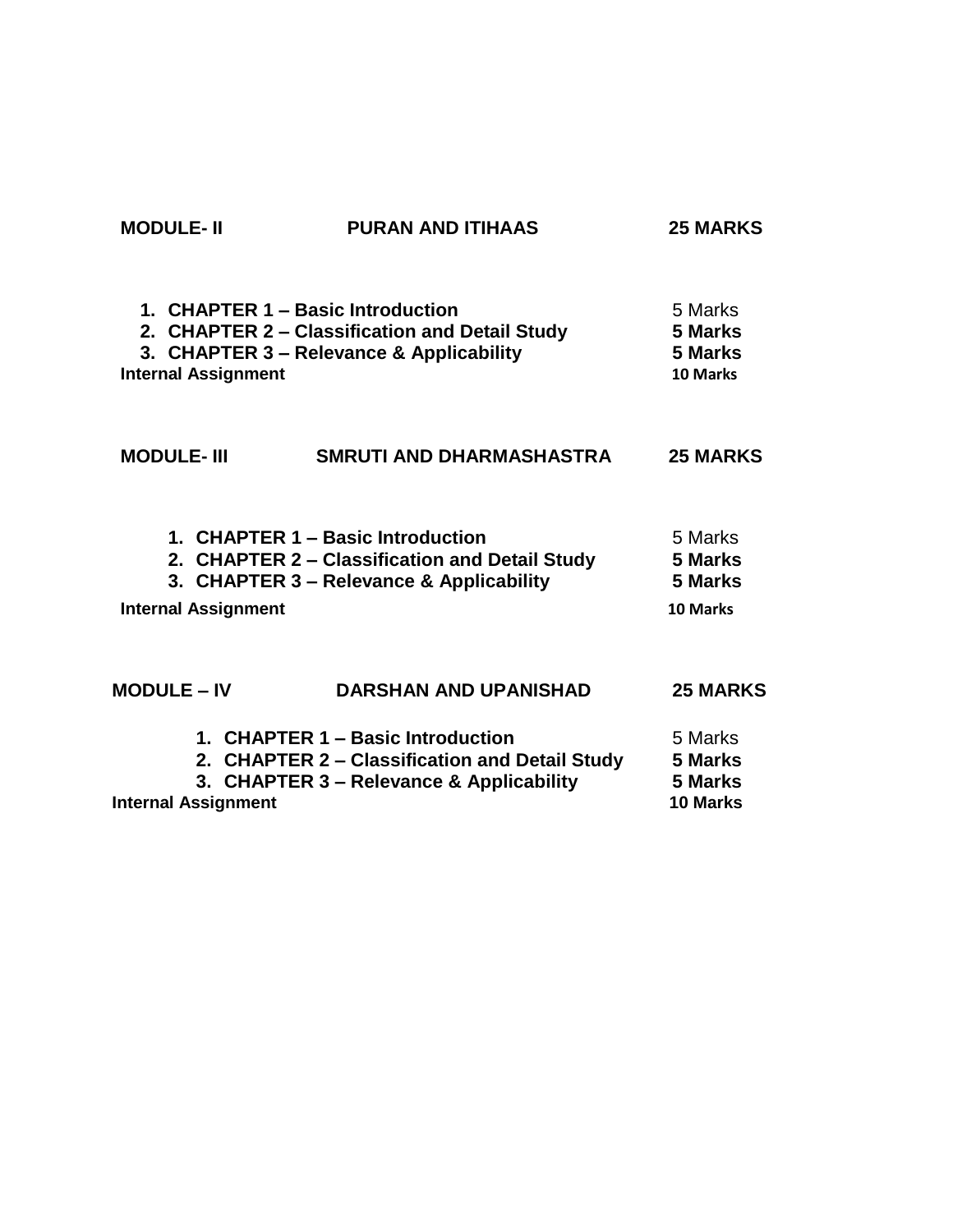## MODULE- II PURAN AND ITIHAAS 25 MARKS

1. **CHAPTER 1 – Basic Introduction** 5 Marks
2. **CHAPTER 2 – Classification and Detail Study** **5 Marks**
3. **CHAPTER 3 – Relevance & Applicability** **5 Marks**

**Internal Assignment** **10 Marks**

## MODULE- III SMRUTI AND DHARMASHASTRA 25 MARKS

1. **CHAPTER 1 – Basic Introduction** 5 Marks
2. **CHAPTER 2 – Classification and Detail Study** **5 Marks**
3. **CHAPTER 3 – Relevance & Applicability** **5 Marks**

**Internal Assignment** **10 Marks**

## MODULE – IV DARSHAN AND UPANISHAD 25 MARKS

1. **CHAPTER 1 – Basic Introduction** 5 Marks
2. **CHAPTER 2 – Classification and Detail Study** **5 Marks**
3. **CHAPTER 3 – Relevance & Applicability** **5 Marks**

**Internal Assignment** **10 Marks**